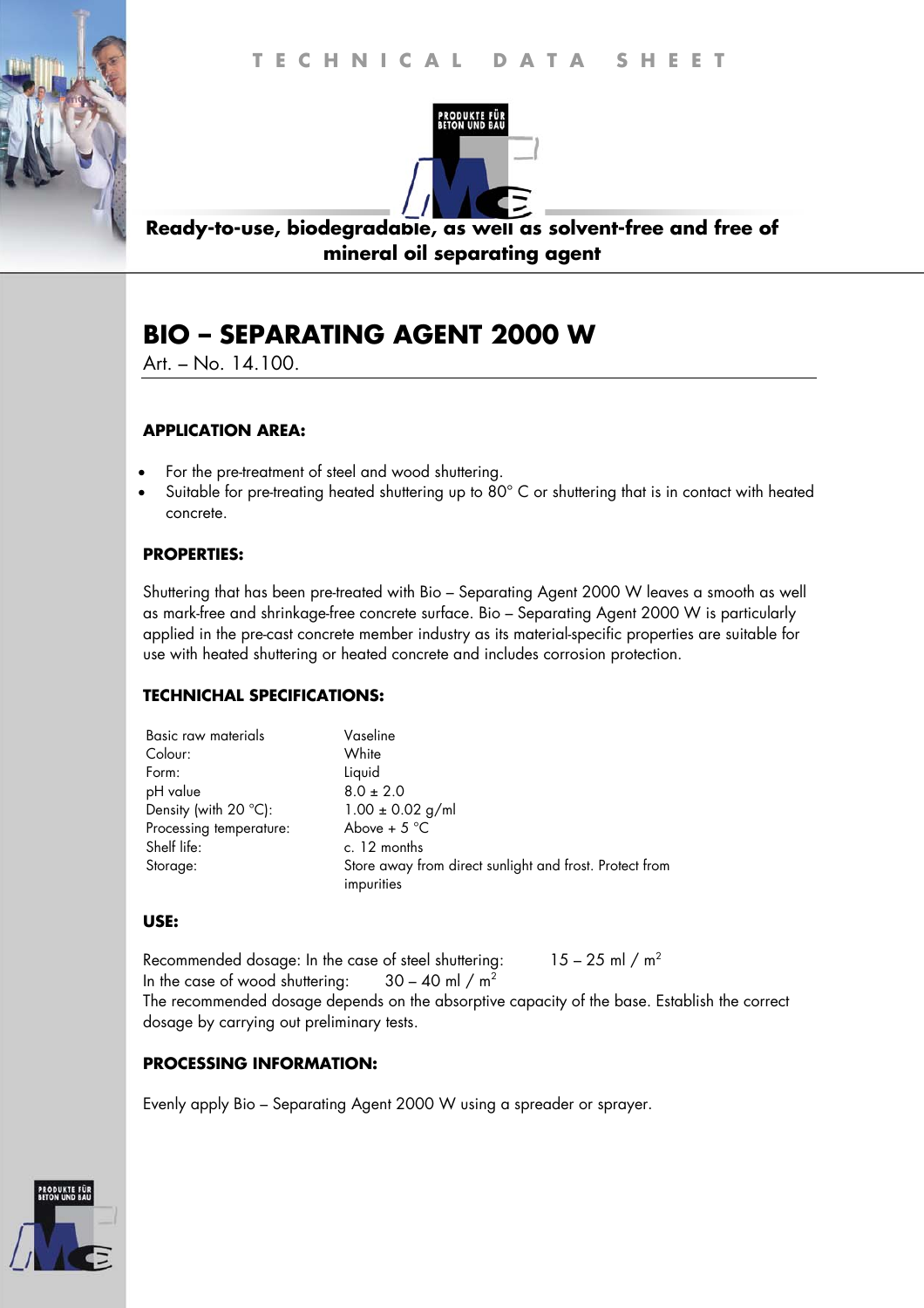TECHNICAL DATA SHEET

PRODUKTE FÜR BETON UND BAU

**Ready-to-use, biodegradable, as well as solvent-free and free of mineral oil separating agent**

# BIO – SEPARATING AGENT 2000 W

Art. – No. 14.100.

### APPLICATION AREA:

- For the pre-treatment of steel and wood shuttering.
- Suitable for pre-treating heated shuttering up to 80° C or shuttering that is in contact with heated concrete.

### PROPERTIES:

Shuttering that has been pre-treated with Bio – Separating Agent 2000 W leaves a smooth as well as mark-free and shrinkage-free concrete surface. Bio – Separating Agent 2000 W is particularly applied in the pre-cast concrete member industry as its material-specific properties are suitable for use with heated shuttering or heated concrete and includes corrosion protection.

### TECHNICHAL SPECIFICATIONS:

| | |
|---|---|
| Basic raw materials | Vaseline |
| Colour: | White |
| Form: | Liquid |
| pH value | 8.0 ± 2.0 |
| Density (with 20 °C): | 1.00 ± 0.02 g/ml |
| Processing temperature: | Above + 5 °C |
| Shelf life: | c. 12 months |
| Storage: | Store away from direct sunlight and frost. Protect from impurities |

### USE:

Recommended dosage: In the case of steel shuttering: 15 – 25 ml / m$^2$
In the case of wood shuttering: 30 – 40 ml / m$^2$
The recommended dosage depends on the absorptive capacity of the base. Establish the correct dosage by carrying out preliminary tests.

### PROCESSING INFORMATION:

Evenly apply Bio – Separating Agent 2000 W using a spreader or sprayer.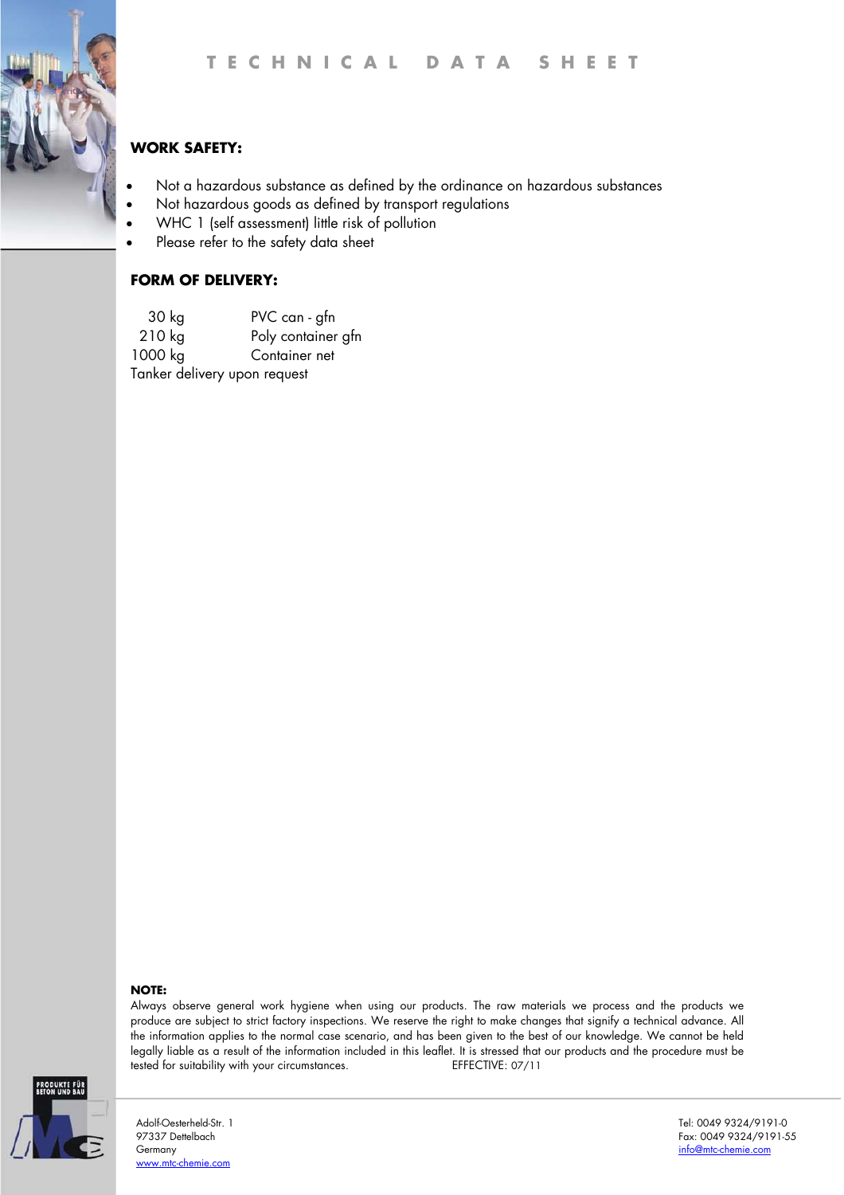**WORK SAFETY:**

- Not a hazardous substance as defined by the ordinance on hazardous substances
- Not hazardous goods as defined by transport regulations
- WHC 1 (self assessment) little risk of pollution
- Please refer to the safety data sheet

**FORM OF DELIVERY:**

| | |
|---|---|
| 30 kg | PVC can - gfn |
| 210 kg | Poly container gfn |
| 1000 kg | Container net |

Tanker delivery upon request

**NOTE:**
Always observe general work hygiene when using our products. The raw materials we process and the products we produce are subject to strict factory inspections. We reserve the right to make changes that signify a technical advance. All the information applies to the normal case scenario, and has been given to the best of our knowledge. We cannot be held legally liable as a result of the information included in this leaflet. It is stressed that our products and the procedure must be tested for suitability with your circumstances. EFFECTIVE: 07/11

Adolf-Oesterheld-Str. 1
97337 Dettelbach
Germany
www.mtc-chemie.com

Tel: 0049 9324/9191-0
Fax: 0049 9324/9191-55
info@mtc-chemie.com